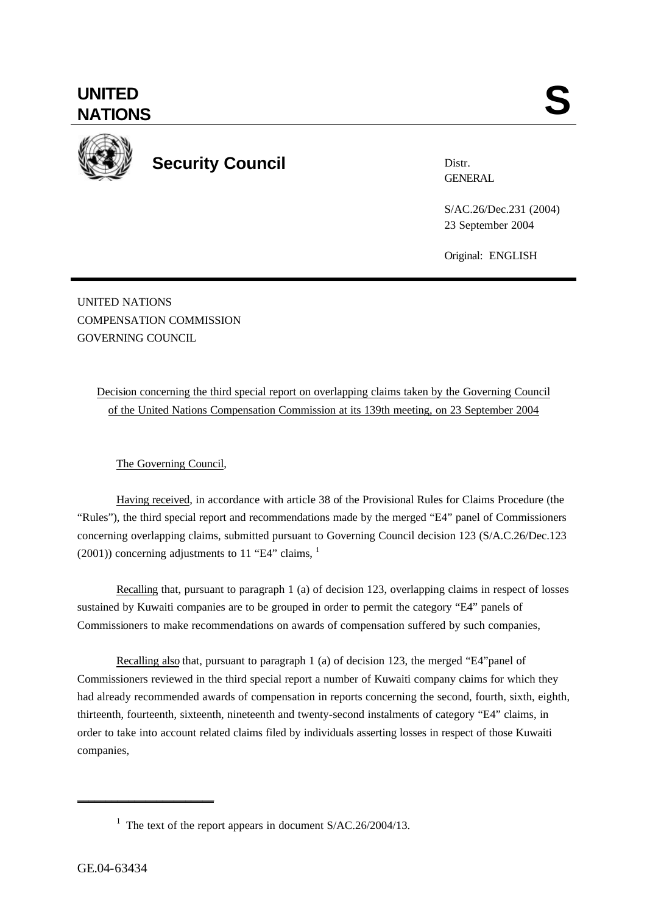# UNITED NATIONS

# S

**Security Council**

Distr.
GENERAL

S/AC.26/Dec.231 (2004)
23 September 2004

Original: ENGLISH

UNITED NATIONS
COMPENSATION COMMISSION
GOVERNING COUNCIL

Decision concerning the third special report on overlapping claims taken by the Governing Council of the United Nations Compensation Commission at its 139th meeting, on 23 September 2004

The Governing Council,

Having received, in accordance with article 38 of the Provisional Rules for Claims Procedure (the "Rules"), the third special report and recommendations made by the merged "E4" panel of Commissioners concerning overlapping claims, submitted pursuant to Governing Council decision 123 (S/A.C.26/Dec.123 (2001)) concerning adjustments to 11 "E4" claims, [1]

Recalling that, pursuant to paragraph 1 (a) of decision 123, overlapping claims in respect of losses sustained by Kuwaiti companies are to be grouped in order to permit the category "E4" panels of Commissioners to make recommendations on awards of compensation suffered by such companies,

Recalling also that, pursuant to paragraph 1 (a) of decision 123, the merged "E4" panel of Commissioners reviewed in the third special report a number of Kuwaiti company claims for which they had already recommended awards of compensation in reports concerning the second, fourth, sixth, eighth, thirteenth, fourteenth, sixteenth, nineteenth and twenty-second instalments of category "E4" claims, in order to take into account related claims filed by individuals asserting losses in respect of those Kuwaiti companies,

---

[1] The text of the report appears in document S/AC.26/2004/13.

GE.04-63434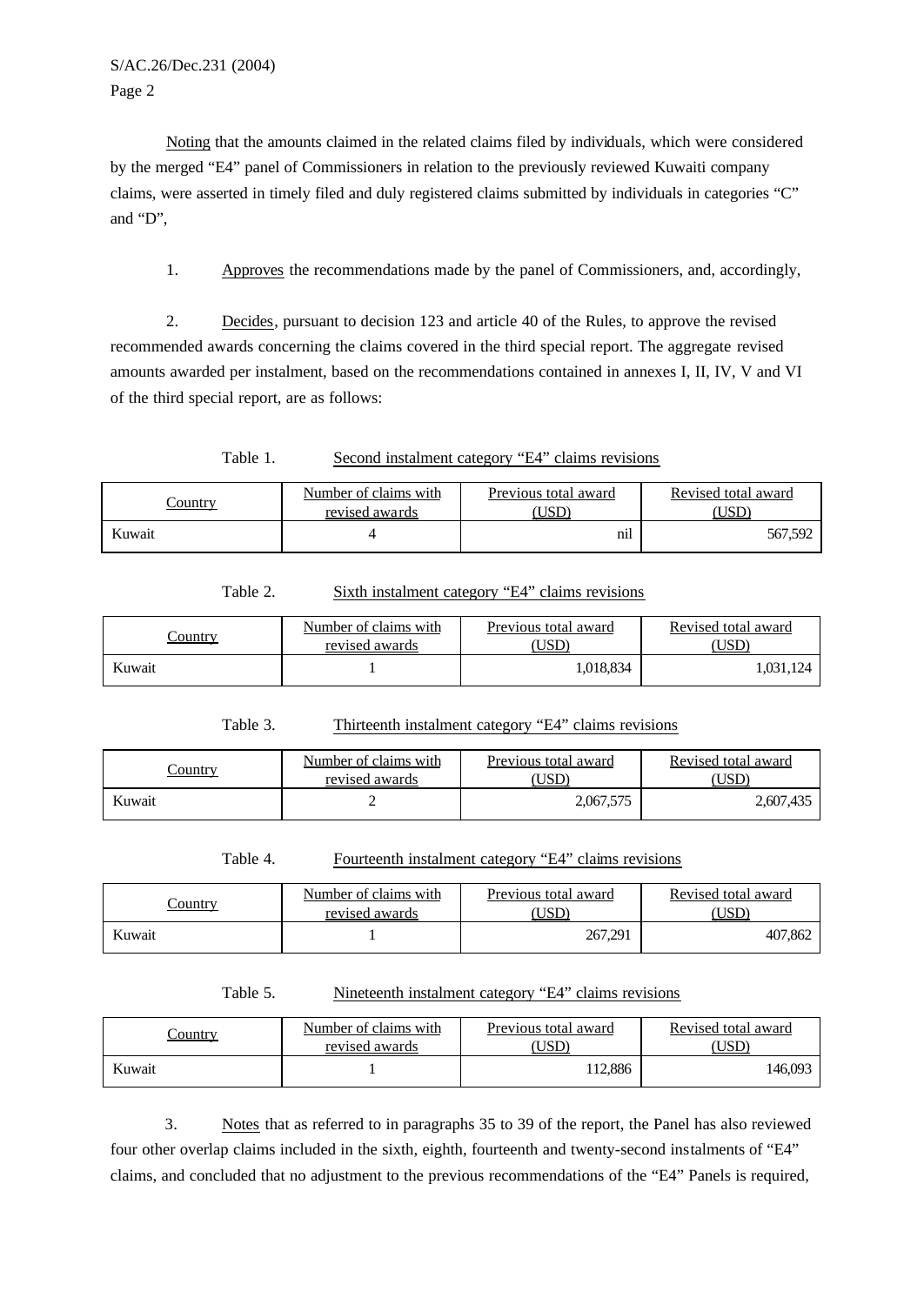Noting that the amounts claimed in the related claims filed by individuals, which were considered by the merged "E4" panel of Commissioners in relation to the previously reviewed Kuwaiti company claims, were asserted in timely filed and duly registered claims submitted by individuals in categories "C" and "D",

1. Approves the recommendations made by the panel of Commissioners, and, accordingly,

2. Decides, pursuant to decision 123 and article 40 of the Rules, to approve the revised recommended awards concerning the claims covered in the third special report. The aggregate revised amounts awarded per instalment, based on the recommendations contained in annexes I, II, IV, V and VI of the third special report, are as follows:

Table 1. Second instalment category "E4" claims revisions

| Country | Number of claims with revised awards | Previous total award (USD) | Revised total award (USD) |
|---|---|---|---|
| Kuwait | 4 | nil | 567,592 |

Table 2. Sixth instalment category "E4" claims revisions

| Country | Number of claims with revised awards | Previous total award (USD) | Revised total award (USD) |
|---|---|---|---|
| Kuwait | 1 | 1,018,834 | 1,031,124 |

Table 3. Thirteenth instalment category "E4" claims revisions

| Country | Number of claims with revised awards | Previous total award (USD) | Revised total award (USD) |
|---|---|---|---|
| Kuwait | 2 | 2,067,575 | 2,607,435 |

Table 4. Fourteenth instalment category "E4" claims revisions

| Country | Number of claims with revised awards | Previous total award (USD) | Revised total award (USD) |
|---|---|---|---|
| Kuwait | 1 | 267,291 | 407,862 |

Table 5. Nineteenth instalment category "E4" claims revisions

| Country | Number of claims with revised awards | Previous total award (USD) | Revised total award (USD) |
|---|---|---|---|
| Kuwait | 1 | 112,886 | 146,093 |

3. Notes that as referred to in paragraphs 35 to 39 of the report, the Panel has also reviewed four other overlap claims included in the sixth, eighth, fourteenth and twenty-second instalments of "E4" claims, and concluded that no adjustment to the previous recommendations of the "E4" Panels is required,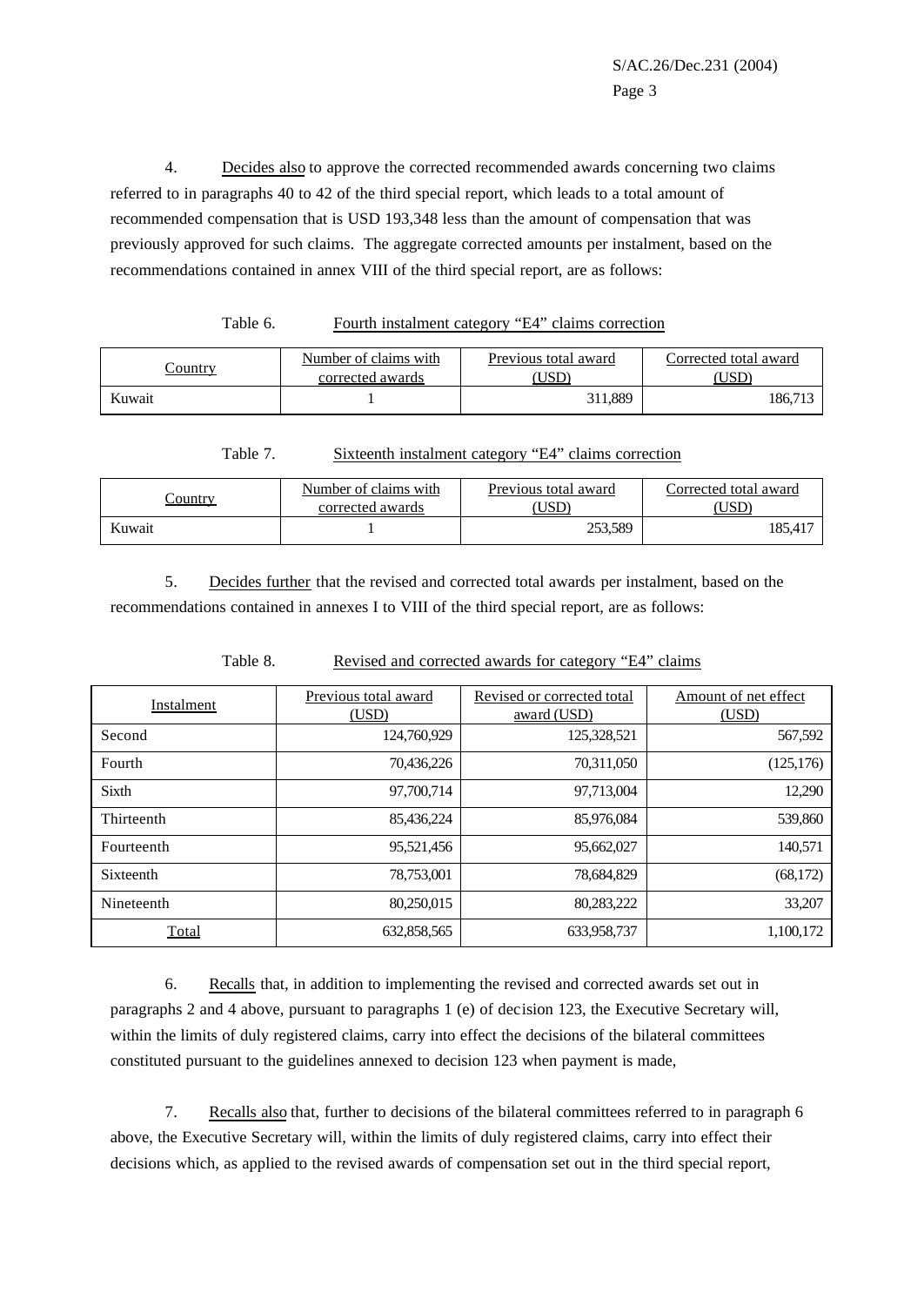4. Decides also to approve the corrected recommended awards concerning two claims referred to in paragraphs 40 to 42 of the third special report, which leads to a total amount of recommended compensation that is USD 193,348 less than the amount of compensation that was previously approved for such claims. The aggregate corrected amounts per instalment, based on the recommendations contained in annex VIII of the third special report, are as follows:

Table 6. Fourth instalment category "E4" claims correction

| Country | Number of claims with corrected awards | Previous total award (USD) | Corrected total award (USD) |
|---|---|---|---|
| Kuwait | 1 | 311,889 | 186,713 |

Table 7. Sixteenth instalment category "E4" claims correction

| Country | Number of claims with corrected awards | Previous total award (USD) | Corrected total award (USD) |
|---|---|---|---|
| Kuwait | 1 | 253,589 | 185,417 |

5. Decides further that the revised and corrected total awards per instalment, based on the recommendations contained in annexes I to VIII of the third special report, are as follows:

Table 8. Revised and corrected awards for category "E4" claims

| Instalment | Previous total award (USD) | Revised or corrected total award (USD) | Amount of net effect (USD) |
|---|---|---|---|
| Second | 124,760,929 | 125,328,521 | 567,592 |
| Fourth | 70,436,226 | 70,311,050 | (125,176) |
| Sixth | 97,700,714 | 97,713,004 | 12,290 |
| Thirteenth | 85,436,224 | 85,976,084 | 539,860 |
| Fourteenth | 95,521,456 | 95,662,027 | 140,571 |
| Sixteenth | 78,753,001 | 78,684,829 | (68,172) |
| Nineteenth | 80,250,015 | 80,283,222 | 33,207 |
| Total | 632,858,565 | 633,958,737 | 1,100,172 |

6. Recalls that, in addition to implementing the revised and corrected awards set out in paragraphs 2 and 4 above, pursuant to paragraphs 1 (e) of decision 123, the Executive Secretary will, within the limits of duly registered claims, carry into effect the decisions of the bilateral committees constituted pursuant to the guidelines annexed to decision 123 when payment is made,

7. Recalls also that, further to decisions of the bilateral committees referred to in paragraph 6 above, the Executive Secretary will, within the limits of duly registered claims, carry into effect their decisions which, as applied to the revised awards of compensation set out in the third special report,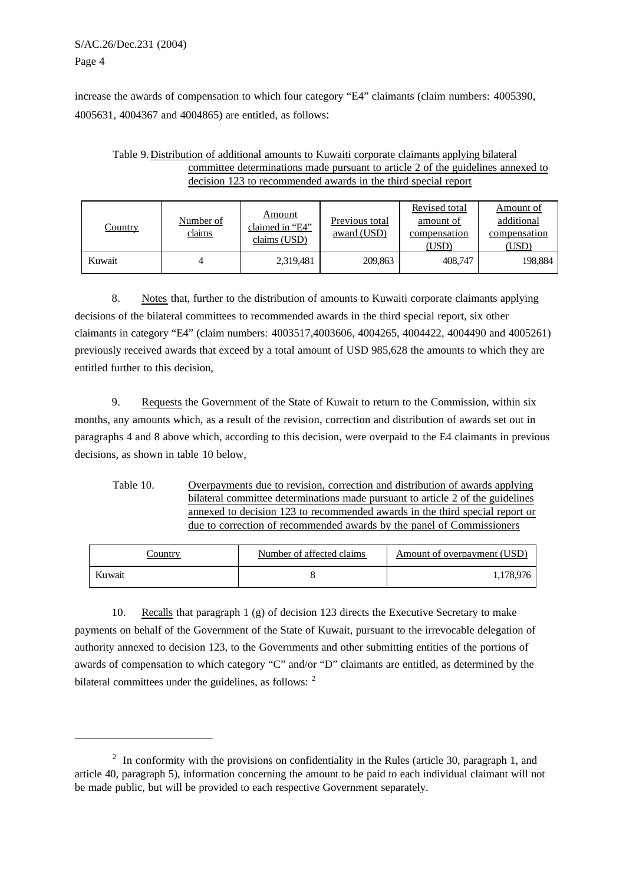increase the awards of compensation to which four category "E4" claimants (claim numbers: 4005390, 4005631, 4004367 and 4004865) are entitled, as follows:

Table 9. Distribution of additional amounts to Kuwaiti corporate claimants applying bilateral committee determinations made pursuant to article 2 of the guidelines annexed to decision 123 to recommended awards in the third special report

| Country | Number of claims | Amount claimed in "E4" claims (USD) | Previous total award (USD) | Revised total amount of compensation (USD) | Amount of additional compensation (USD) |
|---|---|---|---|---|---|
| Kuwait | 4 | 2,319,481 | 209,863 | 408,747 | 198,884 |

8. Notes that, further to the distribution of amounts to Kuwaiti corporate claimants applying decisions of the bilateral committees to recommended awards in the third special report, six other claimants in category "E4" (claim numbers: 4003517,4003606, 4004265, 4004422, 4004490 and 4005261) previously received awards that exceed by a total amount of USD 985,628 the amounts to which they are entitled further to this decision,

9. Requests the Government of the State of Kuwait to return to the Commission, within six months, any amounts which, as a result of the revision, correction and distribution of awards set out in paragraphs 4 and 8 above which, according to this decision, were overpaid to the E4 claimants in previous decisions, as shown in table 10 below,

Table 10. Overpayments due to revision, correction and distribution of awards applying bilateral committee determinations made pursuant to article 2 of the guidelines annexed to decision 123 to recommended awards in the third special report or due to correction of recommended awards by the panel of Commissioners

| Country | Number of affected claims | Amount of overpayment (USD) |
|---|---|---|
| Kuwait | 8 | 1,178,976 |

10. Recalls that paragraph 1 (g) of decision 123 directs the Executive Secretary to make payments on behalf of the Government of the State of Kuwait, pursuant to the irrevocable delegation of authority annexed to decision 123, to the Governments and other submitting entities of the portions of awards of compensation to which category "C" and/or "D" claimants are entitled, as determined by the bilateral committees under the guidelines, as follows: [2]

---

[2] In conformity with the provisions on confidentiality in the Rules (article 30, paragraph 1, and article 40, paragraph 5), information concerning the amount to be paid to each individual claimant will not be made public, but will be provided to each respective Government separately.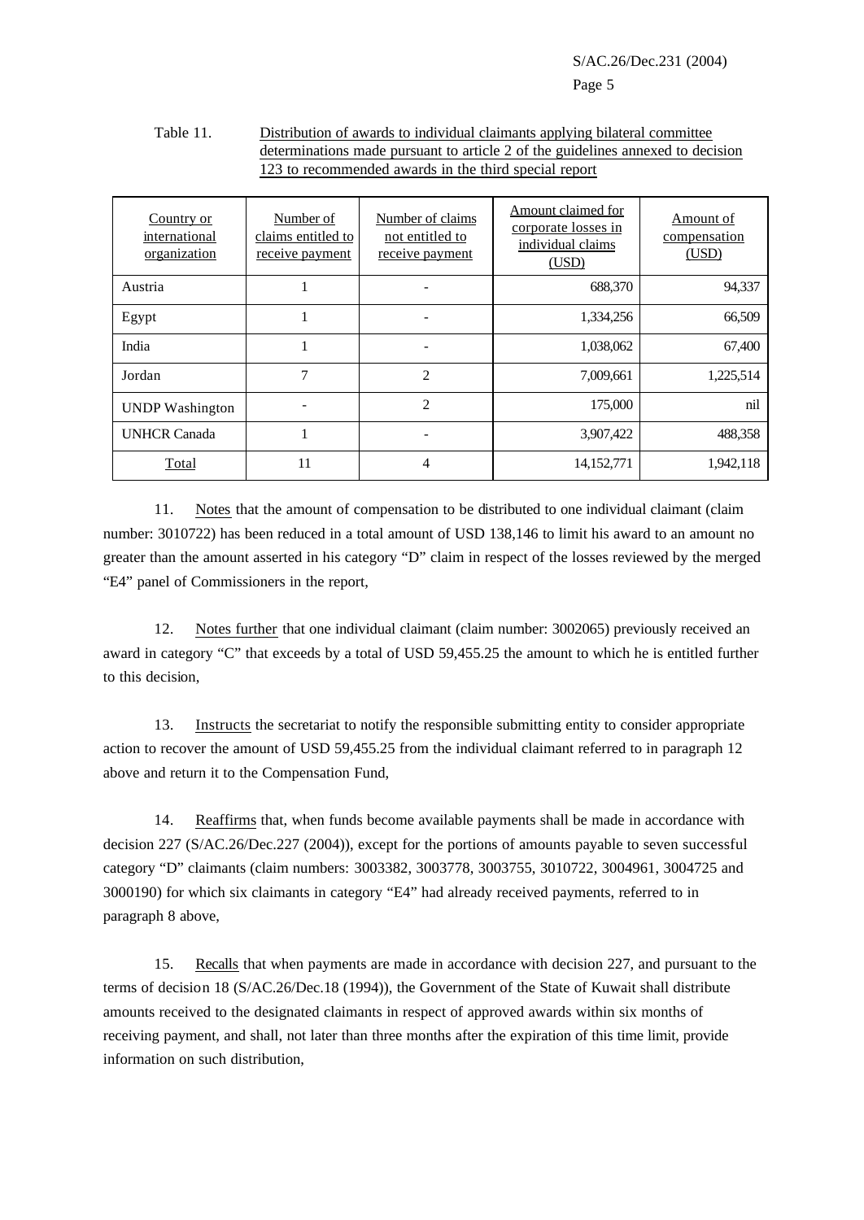Table 11. Distribution of awards to individual claimants applying bilateral committee determinations made pursuant to article 2 of the guidelines annexed to decision 123 to recommended awards in the third special report

| Country or international organization | Number of claims entitled to receive payment | Number of claims not entitled to receive payment | Amount claimed for corporate losses in individual claims (USD) | Amount of compensation (USD) |
|---|---|---|---|---|
| Austria | 1 | - | 688,370 | 94,337 |
| Egypt | 1 | - | 1,334,256 | 66,509 |
| India | 1 | - | 1,038,062 | 67,400 |
| Jordan | 7 | 2 | 7,009,661 | 1,225,514 |
| UNDP Washington | - | 2 | 175,000 | nil |
| UNHCR Canada | 1 | - | 3,907,422 | 488,358 |
| Total | 11 | 4 | 14,152,771 | 1,942,118 |

11. Notes that the amount of compensation to be distributed to one individual claimant (claim number: 3010722) has been reduced in a total amount of USD 138,146 to limit his award to an amount no greater than the amount asserted in his category "D" claim in respect of the losses reviewed by the merged "E4" panel of Commissioners in the report,

12. Notes further that one individual claimant (claim number: 3002065) previously received an award in category "C" that exceeds by a total of USD 59,455.25 the amount to which he is entitled further to this decision,

13. Instructs the secretariat to notify the responsible submitting entity to consider appropriate action to recover the amount of USD 59,455.25 from the individual claimant referred to in paragraph 12 above and return it to the Compensation Fund,

14. Reaffirms that, when funds become available payments shall be made in accordance with decision 227 (S/AC.26/Dec.227 (2004)), except for the portions of amounts payable to seven successful category "D" claimants (claim numbers: 3003382, 3003778, 3003755, 3010722, 3004961, 3004725 and 3000190) for which six claimants in category "E4" had already received payments, referred to in paragraph 8 above,

15. Recalls that when payments are made in accordance with decision 227, and pursuant to the terms of decision 18 (S/AC.26/Dec.18 (1994)), the Government of the State of Kuwait shall distribute amounts received to the designated claimants in respect of approved awards within six months of receiving payment, and shall, not later than three months after the expiration of this time limit, provide information on such distribution,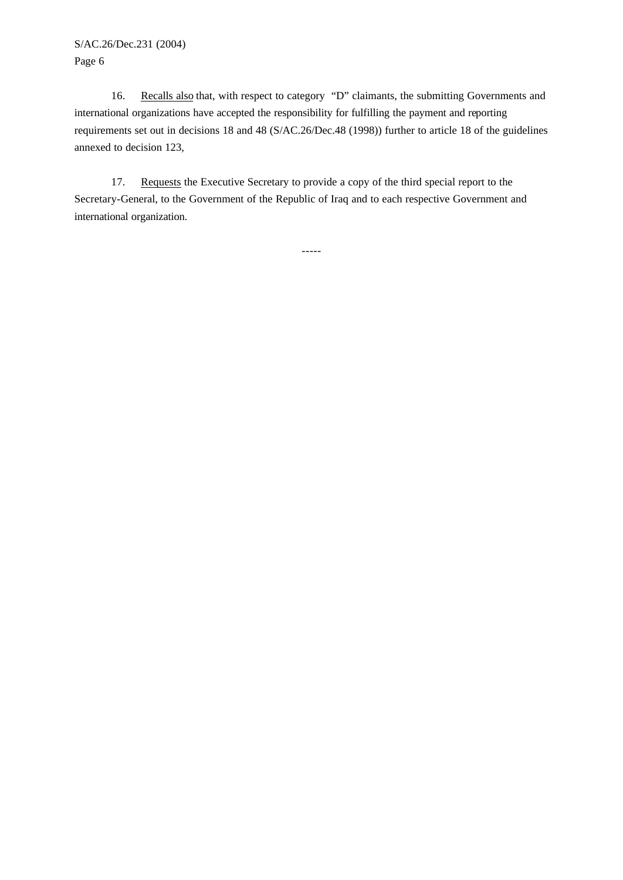16. Recalls also that, with respect to category "D" claimants, the submitting Governments and international organizations have accepted the responsibility for fulfilling the payment and reporting requirements set out in decisions 18 and 48 (S/AC.26/Dec.48 (1998)) further to article 18 of the guidelines annexed to decision 123,

17. Requests the Executive Secretary to provide a copy of the third special report to the Secretary-General, to the Government of the Republic of Iraq and to each respective Government and international organization.

-----